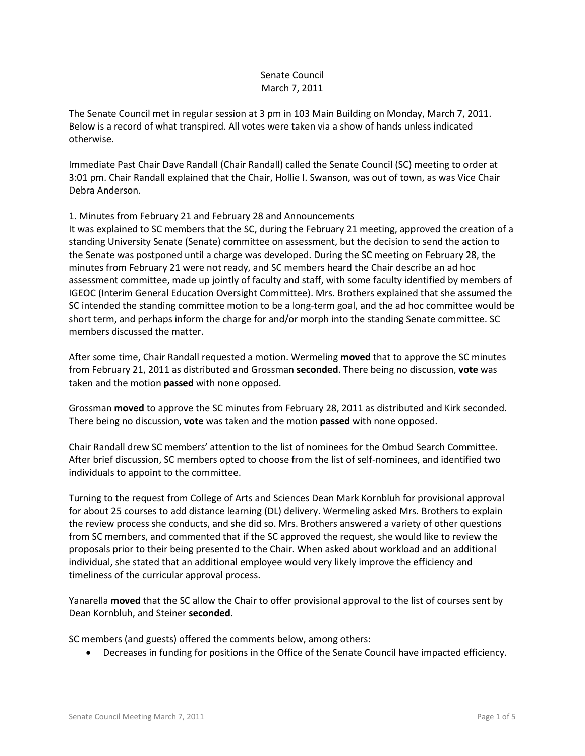Senate Council
March 7, 2011

The Senate Council met in regular session at 3 pm in 103 Main Building on Monday, March 7, 2011. Below is a record of what transpired. All votes were taken via a show of hands unless indicated otherwise.

Immediate Past Chair Dave Randall (Chair Randall) called the Senate Council (SC) meeting to order at 3:01 pm. Chair Randall explained that the Chair, Hollie I. Swanson, was out of town, as was Vice Chair Debra Anderson.

1. Minutes from February 21 and February 28 and Announcements

It was explained to SC members that the SC, during the February 21 meeting, approved the creation of a standing University Senate (Senate) committee on assessment, but the decision to send the action to the Senate was postponed until a charge was developed. During the SC meeting on February 28, the minutes from February 21 were not ready, and SC members heard the Chair describe an ad hoc assessment committee, made up jointly of faculty and staff, with some faculty identified by members of IGEOC (Interim General Education Oversight Committee). Mrs. Brothers explained that she assumed the SC intended the standing committee motion to be a long-term goal, and the ad hoc committee would be short term, and perhaps inform the charge for and/or morph into the standing Senate committee. SC members discussed the matter.

After some time, Chair Randall requested a motion. Wermeling **moved** that to approve the SC minutes from February 21, 2011 as distributed and Grossman **seconded**. There being no discussion, **vote** was taken and the motion **passed** with none opposed.

Grossman **moved** to approve the SC minutes from February 28, 2011 as distributed and Kirk seconded. There being no discussion, **vote** was taken and the motion **passed** with none opposed.

Chair Randall drew SC members' attention to the list of nominees for the Ombud Search Committee. After brief discussion, SC members opted to choose from the list of self-nominees, and identified two individuals to appoint to the committee.

Turning to the request from College of Arts and Sciences Dean Mark Kornbluh for provisional approval for about 25 courses to add distance learning (DL) delivery. Wermeling asked Mrs. Brothers to explain the review process she conducts, and she did so. Mrs. Brothers answered a variety of other questions from SC members, and commented that if the SC approved the request, she would like to review the proposals prior to their being presented to the Chair. When asked about workload and an additional individual, she stated that an additional employee would very likely improve the efficiency and timeliness of the curricular approval process.

Yanarella **moved** that the SC allow the Chair to offer provisional approval to the list of courses sent by Dean Kornbluh, and Steiner **seconded**.

SC members (and guests) offered the comments below, among others:

- Decreases in funding for positions in the Office of the Senate Council have impacted efficiency.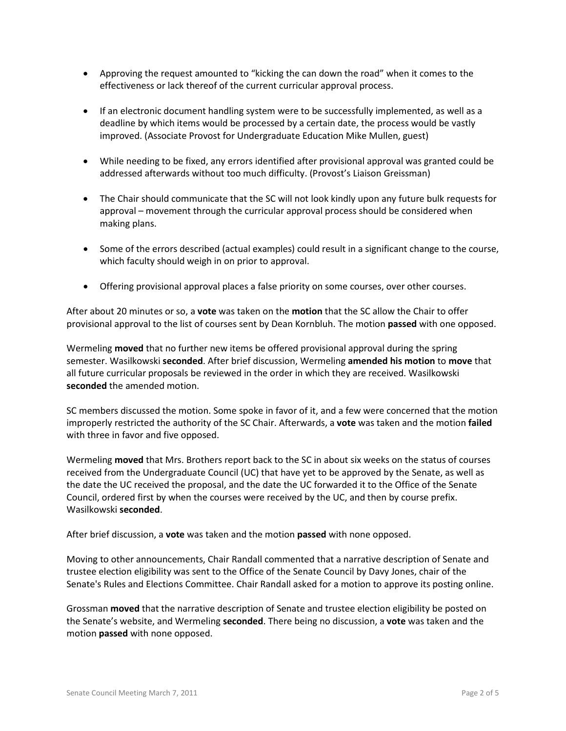- Approving the request amounted to "kicking the can down the road" when it comes to the effectiveness or lack thereof of the current curricular approval process.

- If an electronic document handling system were to be successfully implemented, as well as a deadline by which items would be processed by a certain date, the process would be vastly improved. (Associate Provost for Undergraduate Education Mike Mullen, guest)

- While needing to be fixed, any errors identified after provisional approval was granted could be addressed afterwards without too much difficulty. (Provost's Liaison Greissman)

- The Chair should communicate that the SC will not look kindly upon any future bulk requests for approval – movement through the curricular approval process should be considered when making plans.

- Some of the errors described (actual examples) could result in a significant change to the course, which faculty should weigh in on prior to approval.

- Offering provisional approval places a false priority on some courses, over other courses.

After about 20 minutes or so, a **vote** was taken on the **motion** that the SC allow the Chair to offer provisional approval to the list of courses sent by Dean Kornbluh. The motion **passed** with one opposed.

Wermeling **moved** that no further new items be offered provisional approval during the spring semester. Wasilkowski **seconded**. After brief discussion, Wermeling **amended his motion** to **move** that all future curricular proposals be reviewed in the order in which they are received. Wasilkowski **seconded** the amended motion.

SC members discussed the motion. Some spoke in favor of it, and a few were concerned that the motion improperly restricted the authority of the SC Chair. Afterwards, a **vote** was taken and the motion **failed** with three in favor and five opposed.

Wermeling **moved** that Mrs. Brothers report back to the SC in about six weeks on the status of courses received from the Undergraduate Council (UC) that have yet to be approved by the Senate, as well as the date the UC received the proposal, and the date the UC forwarded it to the Office of the Senate Council, ordered first by when the courses were received by the UC, and then by course prefix. Wasilkowski **seconded**.

After brief discussion, a **vote** was taken and the motion **passed** with none opposed.

Moving to other announcements, Chair Randall commented that a narrative description of Senate and trustee election eligibility was sent to the Office of the Senate Council by Davy Jones, chair of the Senate's Rules and Elections Committee. Chair Randall asked for a motion to approve its posting online.

Grossman **moved** that the narrative description of Senate and trustee election eligibility be posted on the Senate's website, and Wermeling **seconded**. There being no discussion, a **vote** was taken and the motion **passed** with none opposed.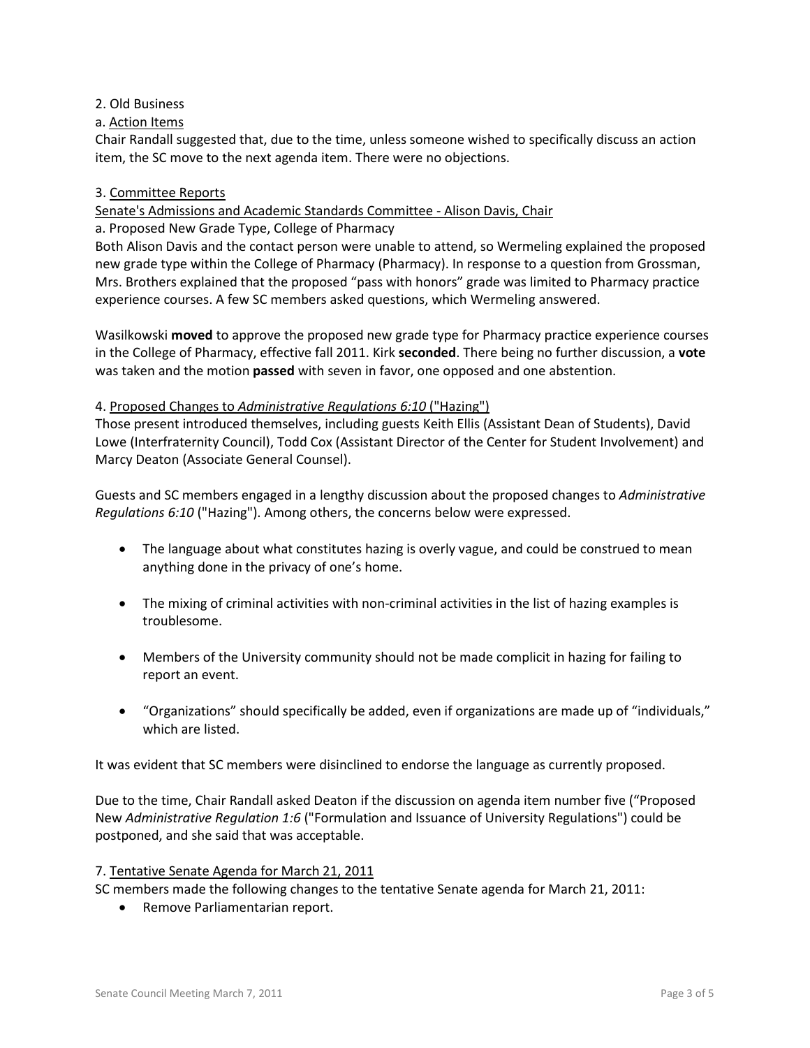2. Old Business

a. Action Items

Chair Randall suggested that, due to the time, unless someone wished to specifically discuss an action item, the SC move to the next agenda item. There were no objections.

3. Committee Reports

Senate's Admissions and Academic Standards Committee - Alison Davis, Chair

a. Proposed New Grade Type, College of Pharmacy

Both Alison Davis and the contact person were unable to attend, so Wermeling explained the proposed new grade type within the College of Pharmacy (Pharmacy). In response to a question from Grossman, Mrs. Brothers explained that the proposed "pass with honors" grade was limited to Pharmacy practice experience courses. A few SC members asked questions, which Wermeling answered.

Wasilkowski **moved** to approve the proposed new grade type for Pharmacy practice experience courses in the College of Pharmacy, effective fall 2011. Kirk **seconded**. There being no further discussion, a **vote** was taken and the motion **passed** with seven in favor, one opposed and one abstention.

4. Proposed Changes to *Administrative Regulations 6:10* ("Hazing")

Those present introduced themselves, including guests Keith Ellis (Assistant Dean of Students), David Lowe (Interfraternity Council), Todd Cox (Assistant Director of the Center for Student Involvement) and Marcy Deaton (Associate General Counsel).

Guests and SC members engaged in a lengthy discussion about the proposed changes to *Administrative Regulations 6:10* ("Hazing"). Among others, the concerns below were expressed.

- The language about what constitutes hazing is overly vague, and could be construed to mean anything done in the privacy of one's home.
- The mixing of criminal activities with non-criminal activities in the list of hazing examples is troublesome.
- Members of the University community should not be made complicit in hazing for failing to report an event.
- "Organizations" should specifically be added, even if organizations are made up of "individuals," which are listed.

It was evident that SC members were disinclined to endorse the language as currently proposed.

Due to the time, Chair Randall asked Deaton if the discussion on agenda item number five ("Proposed New *Administrative Regulation 1:6* ("Formulation and Issuance of University Regulations") could be postponed, and she said that was acceptable.

7. Tentative Senate Agenda for March 21, 2011

SC members made the following changes to the tentative Senate agenda for March 21, 2011:

- Remove Parliamentarian report.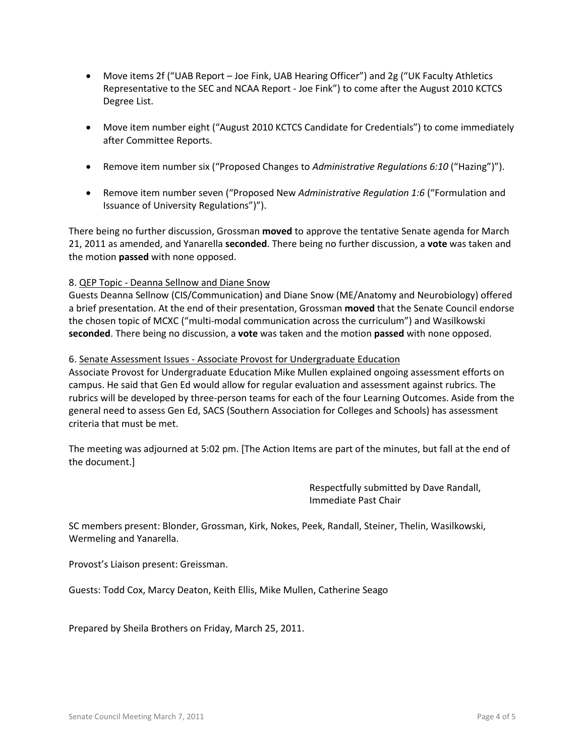- Move items 2f ("UAB Report – Joe Fink, UAB Hearing Officer") and 2g ("UK Faculty Athletics Representative to the SEC and NCAA Report - Joe Fink") to come after the August 2010 KCTCS Degree List.

- Move item number eight ("August 2010 KCTCS Candidate for Credentials") to come immediately after Committee Reports.

- Remove item number six ("Proposed Changes to *Administrative Regulations 6:10* ("Hazing")").

- Remove item number seven ("Proposed New *Administrative Regulation 1:6* ("Formulation and Issuance of University Regulations")").

There being no further discussion, Grossman **moved** to approve the tentative Senate agenda for March 21, 2011 as amended, and Yanarella **seconded**. There being no further discussion, a **vote** was taken and the motion **passed** with none opposed.

8. QEP Topic - Deanna Sellnow and Diane Snow

Guests Deanna Sellnow (CIS/Communication) and Diane Snow (ME/Anatomy and Neurobiology) offered a brief presentation. At the end of their presentation, Grossman **moved** that the Senate Council endorse the chosen topic of MCXC ("multi-modal communication across the curriculum") and Wasilkowski **seconded**. There being no discussion, a **vote** was taken and the motion **passed** with none opposed.

6. Senate Assessment Issues - Associate Provost for Undergraduate Education

Associate Provost for Undergraduate Education Mike Mullen explained ongoing assessment efforts on campus. He said that Gen Ed would allow for regular evaluation and assessment against rubrics. The rubrics will be developed by three-person teams for each of the four Learning Outcomes. Aside from the general need to assess Gen Ed, SACS (Southern Association for Colleges and Schools) has assessment criteria that must be met.

The meeting was adjourned at 5:02 pm. [The Action Items are part of the minutes, but fall at the end of the document.]

Respectfully submitted by Dave Randall,
Immediate Past Chair

SC members present: Blonder, Grossman, Kirk, Nokes, Peek, Randall, Steiner, Thelin, Wasilkowski, Wermeling and Yanarella.

Provost's Liaison present: Greissman.

Guests: Todd Cox, Marcy Deaton, Keith Ellis, Mike Mullen, Catherine Seago

Prepared by Sheila Brothers on Friday, March 25, 2011.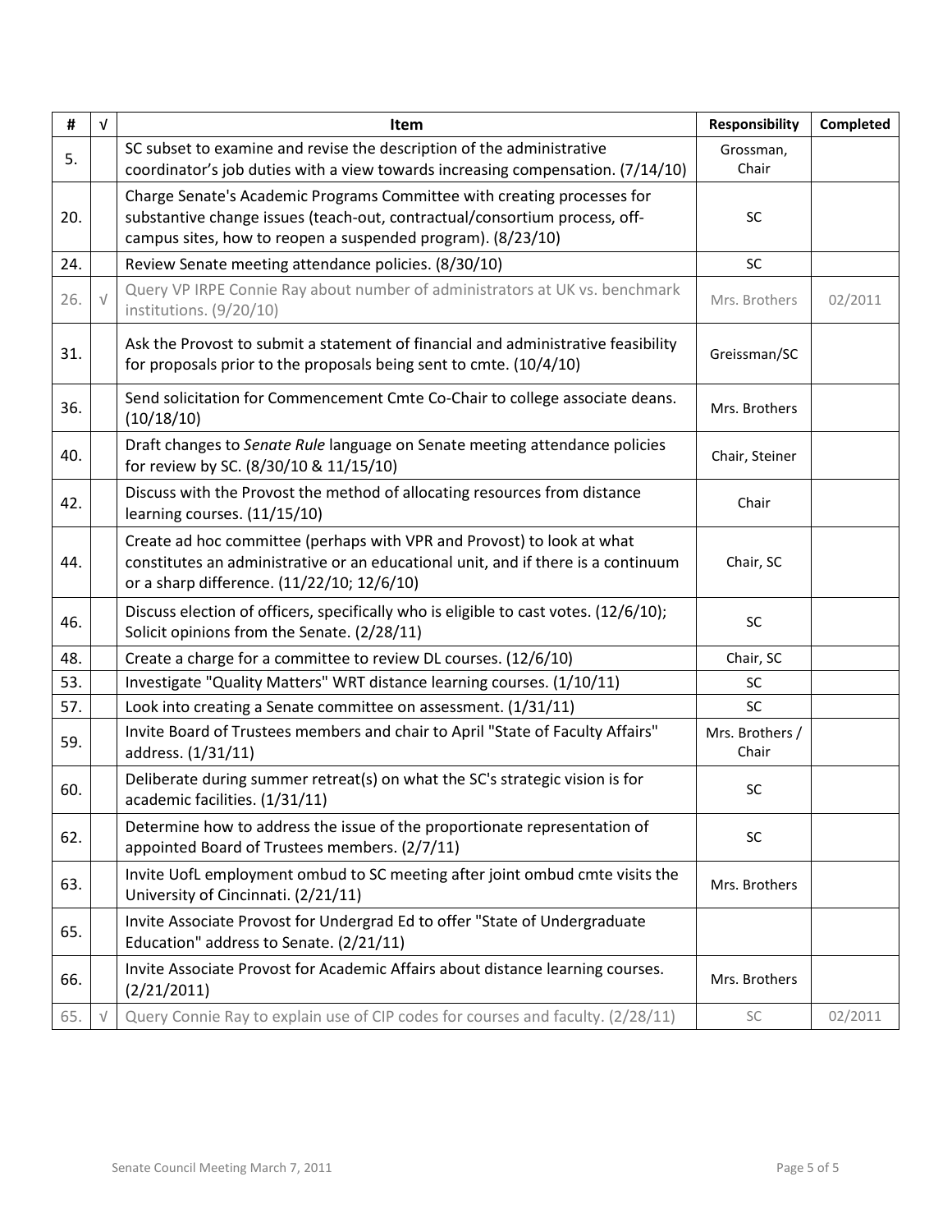| # | √ | Item | Responsibility | Completed |
|---|---|---|---|---|
| 5. | | SC subset to examine and revise the description of the administrative coordinator's job duties with a view towards increasing compensation. (7/14/10) | Grossman, Chair | |
| 20. | | Charge Senate's Academic Programs Committee with creating processes for substantive change issues (teach-out, contractual/consortium process, off-campus sites, how to reopen a suspended program). (8/23/10) | SC | |
| 24. | | Review Senate meeting attendance policies. (8/30/10) | SC | |
| 26. | √ | Query VP IRPE Connie Ray about number of administrators at UK vs. benchmark institutions. (9/20/10) | Mrs. Brothers | 02/2011 |
| 31. | | Ask the Provost to submit a statement of financial and administrative feasibility for proposals prior to the proposals being sent to cmte. (10/4/10) | Greissman/SC | |
| 36. | | Send solicitation for Commencement Cmte Co-Chair to college associate deans. (10/18/10) | Mrs. Brothers | |
| 40. | | Draft changes to *Senate Rule* language on Senate meeting attendance policies for review by SC. (8/30/10 & 11/15/10) | Chair, Steiner | |
| 42. | | Discuss with the Provost the method of allocating resources from distance learning courses. (11/15/10) | Chair | |
| 44. | | Create ad hoc committee (perhaps with VPR and Provost) to look at what constitutes an administrative or an educational unit, and if there is a continuum or a sharp difference. (11/22/10; 12/6/10) | Chair, SC | |
| 46. | | Discuss election of officers, specifically who is eligible to cast votes. (12/6/10); Solicit opinions from the Senate. (2/28/11) | SC | |
| 48. | | Create a charge for a committee to review DL courses. (12/6/10) | Chair, SC | |
| 53. | | Investigate "Quality Matters" WRT distance learning courses. (1/10/11) | SC | |
| 57. | | Look into creating a Senate committee on assessment. (1/31/11) | SC | |
| 59. | | Invite Board of Trustees members and chair to April "State of Faculty Affairs" address. (1/31/11) | Mrs. Brothers / Chair | |
| 60. | | Deliberate during summer retreat(s) on what the SC's strategic vision is for academic facilities. (1/31/11) | SC | |
| 62. | | Determine how to address the issue of the proportionate representation of appointed Board of Trustees members. (2/7/11) | SC | |
| 63. | | Invite UofL employment ombud to SC meeting after joint ombud cmte visits the University of Cincinnati. (2/21/11) | Mrs. Brothers | |
| 65. | | Invite Associate Provost for Undergrad Ed to offer "State of Undergraduate Education" address to Senate. (2/21/11) | | |
| 66. | | Invite Associate Provost for Academic Affairs about distance learning courses. (2/21/2011) | Mrs. Brothers | |
| 65. | √ | Query Connie Ray to explain use of CIP codes for courses and faculty. (2/28/11) | SC | 02/2011 |